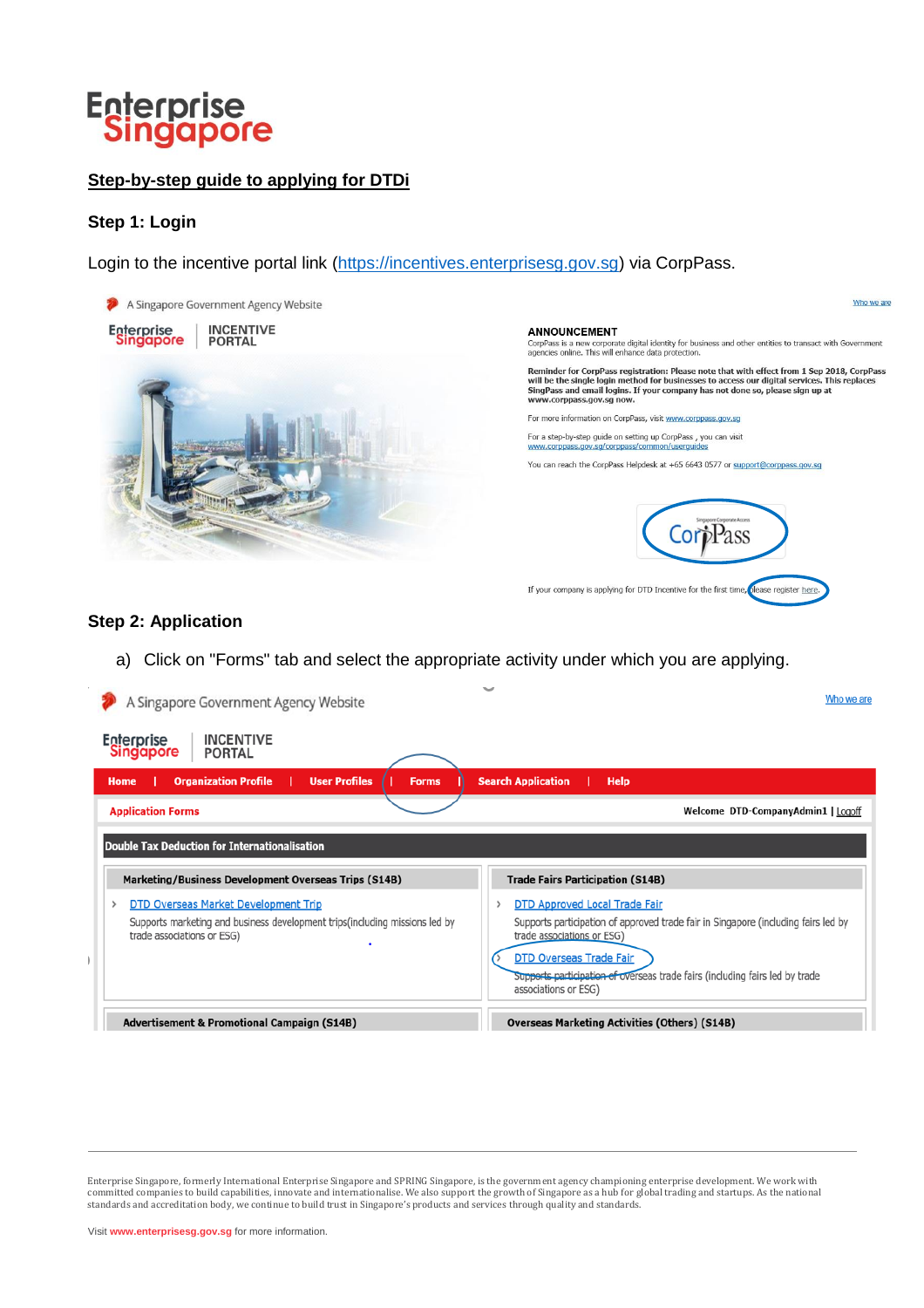# Step-by-step guide to applying for DTDi

## Step 1: Login

Login to the incentive portal link (https://incentives.enterprisesg.gov.sg) via CorpPass.

A Singapore Government Agency Website

Who we are

Enterprise Singapore | INCENTIVE PORTAL

**ANNOUNCEMENT**

CorpPass is a new corporate digital identity for business and other entities to transact with Government agencies online. This will enhance data protection.

**Reminder for CorpPass registration: Please note that with effect from 1 Sep 2018, CorpPass will be the single login method for businesses to access our digital services. This replaces SingPass and email logins. If your company has not done so, please sign up at www.corppass.gov.sg now.**

For more information on CorpPass, visit www.corppass.gov.sg

For a step-by-step guide on setting up CorpPass , you can visit www.corppass.gov.sg/corppass/common/userguides

You can reach the CorpPass Helpdesk at +65 6643 0577 or support@corppass.gov.sg

CorpPass

If your company is applying for DTD Incentive for the first time, please register here.

## Step 2: Application

a) Click on "Forms" tab and select the appropriate activity under which you are applying.

A Singapore Government Agency Website

Who we are

Enterprise Singapore | INCENTIVE PORTAL

Home | Organization Profile | User Profiles | Forms | Search Application | Help

Application Forms

Welcome DTD-CompanyAdmin1 | Logoff

**Double Tax Deduction for Internationalisation**

**Marketing/Business Development Overseas Trips (S14B)**

- DTD Overseas Market Development Trip
  Supports marketing and business development trips(including missions led by trade associations or ESG)

**Trade Fairs Participation (S14B)**

- DTD Approved Local Trade Fair
  Supports participation of approved trade fair in Singapore (including fairs led by trade associations or ESG)
- DTD Overseas Trade Fair
  Supports participation of overseas trade fairs (including fairs led by trade associations or ESG)

**Advertisement & Promotional Campaign (S14B)**

**Overseas Marketing Activities (Others) (S14B)**

---

Enterprise Singapore, formerly International Enterprise Singapore and SPRING Singapore, is the government agency championing enterprise development. We work with committed companies to build capabilities, innovate and internationalise. We also support the growth of Singapore as a hub for global trading and startups. As the national standards and accreditation body, we continue to build trust in Singapore's products and services through quality and standards.

Visit www.enterprisesg.gov.sg for more information.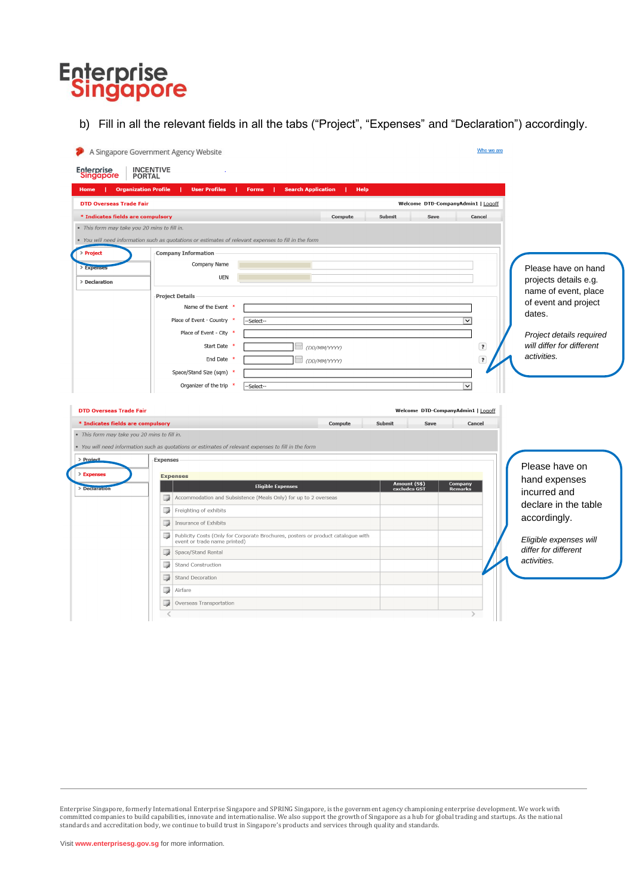b) Fill in all the relevant fields in all the tabs ("Project", "Expenses" and "Declaration") accordingly.

A Singapore Government Agency Website

Who we are

Enterprise Singapore | INCENTIVE PORTAL

Home | Organization Profile | User Profiles | Forms | Search Application | Help

DTD Overseas Trade Fair

Welcome DTD-CompanyAdmin1 | Logoff

\* Indicates fields are compulsory

Compute | Submit | Save | Cancel

- This form may take you 20 mins to fill in.
- You will need information such as quotations or estimates of relevant expenses to fill in the form

> Project
> Expenses
> Declaration

**Company Information**

Company Name

UEN

**Project Details**

Name of the Event \*

Place of Event - Country \* --Select--

Place of Event - City \*

Start Date \* (DD/MM/YYYY)

End Date \* (DD/MM/YYYY)

Space/Stand Size (sqm) \*

Organizer of the trip \* --Select--

Please have on hand projects details e.g. name of event, place of event and project dates.

*Project details required will differ for different activities.*

DTD Overseas Trade Fair

Welcome DTD-CompanyAdmin1 | Logoff

\* Indicates fields are compulsory

Compute | Submit | Save | Cancel

- This form may take you 20 mins to fill in.
- You will need information such as quotations or estimates of relevant expenses to fill in the form

> Project
> Expenses
> Declaration

**Expenses**

| Eligible Expenses | Amount (S$) excludes GST | Company Remarks |
|---|---|---|
| Accommodation and Subsistence (Meals Only) for up to 2 overseas | | |
| Freighting of exhibits | | |
| Insurance of Exhibits | | |
| Publicity Costs (Only for Corporate Brochures, posters or product catalogue with event or trade name printed) | | |
| Space/Stand Rental | | |
| Stand Construction | | |
| Stand Decoration | | |
| Airfare | | |
| Overseas Transportation | | |

Please have on hand expenses incurred and declare in the table accordingly.

*Eligible expenses will differ for different activities.*

---

Enterprise Singapore, formerly International Enterprise Singapore and SPRING Singapore, is the government agency championing enterprise development. We work with committed companies to build capabilities, innovate and internationalise. We also support the growth of Singapore as a hub for global trading and startups. As the national standards and accreditation body, we continue to build trust in Singapore's products and services through quality and standards.

Visit www.enterprisesg.gov.sg for more information.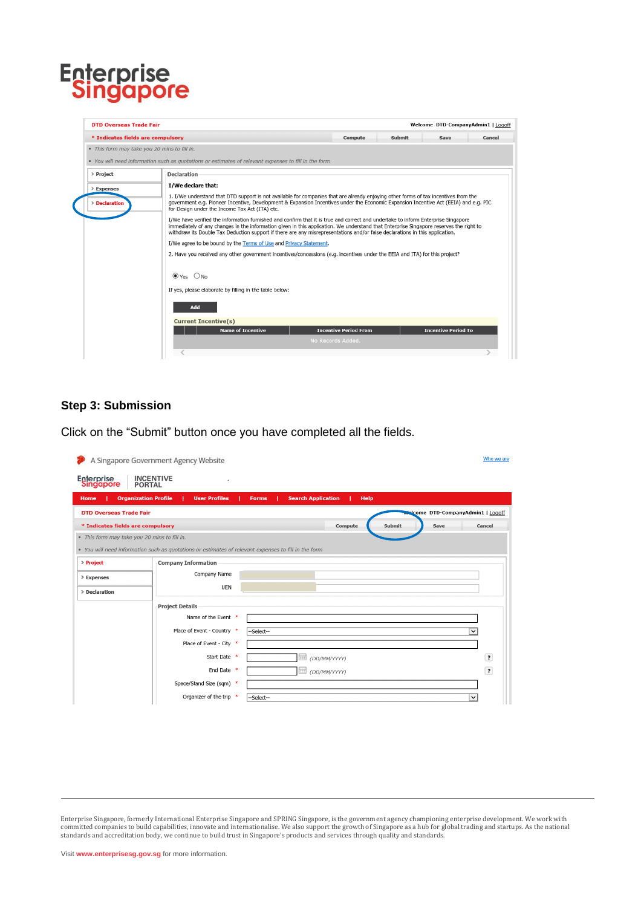Enterprise Singapore

DTD Overseas Trade Fair — Welcome DTD-CompanyAdmin1 | Logoff

* Indicates fields are compulsory — Compute | Submit | Save | Cancel

- This form may take you 20 mins to fill in.
- You will need information such as quotations or estimates of relevant expenses to fill in the form

> Project
> Expenses
> Declaration

**Declaration**

**I/We declare that:**

1. I/We understand that DTD support is not available for companies that are already enjoying other forms of tax incentives from the government e.g. Pioneer Incentive, Development & Expansion Incentives under the Economic Expansion Incentive Act (EEIA) and e.g. PIC for Design under the Income Tax Act (ITA) etc.

I/We have verified the information furnished and confirm that it is true and correct and undertake to inform Enterprise Singapore immediately of any changes in the information given in this application. We understand that Enterprise Singapore reserves the right to withdraw its Double Tax Deduction support if there are any misrepresentations and/or false declarations in this application.

I/We agree to be bound by the Terms of Use and Privacy Statement.

2. Have you received any other government incentives/concessions (e.g. incentives under the EEIA and ITA) for this project?

(•) Yes ( ) No

If yes, please elaborate by filling in the table below:

Add

Current Incentive(s)

| | | Name of Incentive | Incentive Period From | Incentive Period To |
|---|---|---|---|---|
| No Records Added. | | | | |

## Step 3: Submission

Click on the "Submit" button once you have completed all the fields.

A Singapore Government Agency Website — Who we are

Enterprise Singapore | INCENTIVE PORTAL

Home | Organization Profile | User Profiles | Forms | Search Application | Help

DTD Overseas Trade Fair — Welcome DTD-CompanyAdmin1 | Logoff

* Indicates fields are compulsory — Compute | Submit | Save | Cancel

- This form may take you 20 mins to fill in.
- You will need information such as quotations or estimates of relevant expenses to fill in the form

> Project
> Expenses
> Declaration

**Company Information**

Company Name

UEN

**Project Details**

Name of the Event *

Place of Event - Country * --Select--

Place of Event - City *

Start Date * (DD/MM/YYYY)

End Date * (DD/MM/YYYY)

Space/Stand Size (sqm) *

Organizer of the trip * --Select--

Enterprise Singapore, formerly International Enterprise Singapore and SPRING Singapore, is the government agency championing enterprise development. We work with committed companies to build capabilities, innovate and internationalise. We also support the growth of Singapore as a hub for global trading and startups. As the national standards and accreditation body, we continue to build trust in Singapore's products and services through quality and standards.

Visit www.enterprisesg.gov.sg for more information.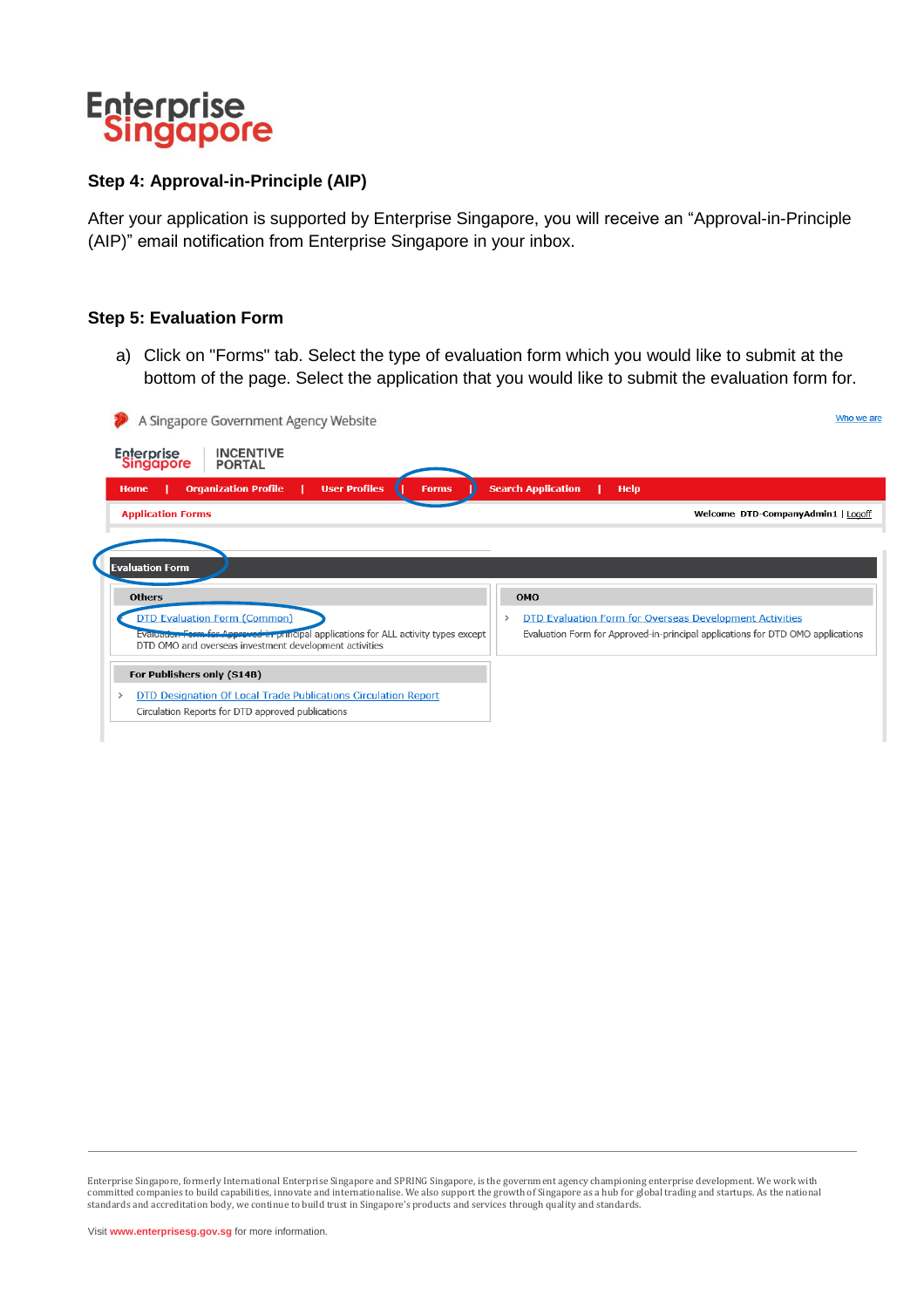## Step 4: Approval-in-Principle (AIP)

After your application is supported by Enterprise Singapore, you will receive an "Approval-in-Principle (AIP)" email notification from Enterprise Singapore in your inbox.

## Step 5: Evaluation Form

a) Click on "Forms" tab. Select the type of evaluation form which you would like to submit at the bottom of the page. Select the application that you would like to submit the evaluation form for.

A Singapore Government Agency Website

Who we are

Enterprise Singapore | INCENTIVE PORTAL

Home | Organization Profile | User Profiles | Forms | Search Application | Help

Application Forms

Welcome DTD-CompanyAdmin1 | Logoff

**Evaluation Form**

**Others**

- DTD Evaluation Form (Common)
  Evaluation Form for Approved-in-principal applications for ALL activity types except DTD OMO and overseas investment development activities

**OMO**

- DTD Evaluation Form for Overseas Development Activities
  Evaluation Form for Approved-in-principal applications for DTD OMO applications

**For Publishers only (S14B)**

- DTD Designation Of Local Trade Publications Circulation Report
  Circulation Reports for DTD approved publications

Enterprise Singapore, formerly International Enterprise Singapore and SPRING Singapore, is the government agency championing enterprise development. We work with committed companies to build capabilities, innovate and internationalise. We also support the growth of Singapore as a hub for global trading and startups. As the national standards and accreditation body, we continue to build trust in Singapore's products and services through quality and standards.

Visit www.enterprisesg.gov.sg for more information.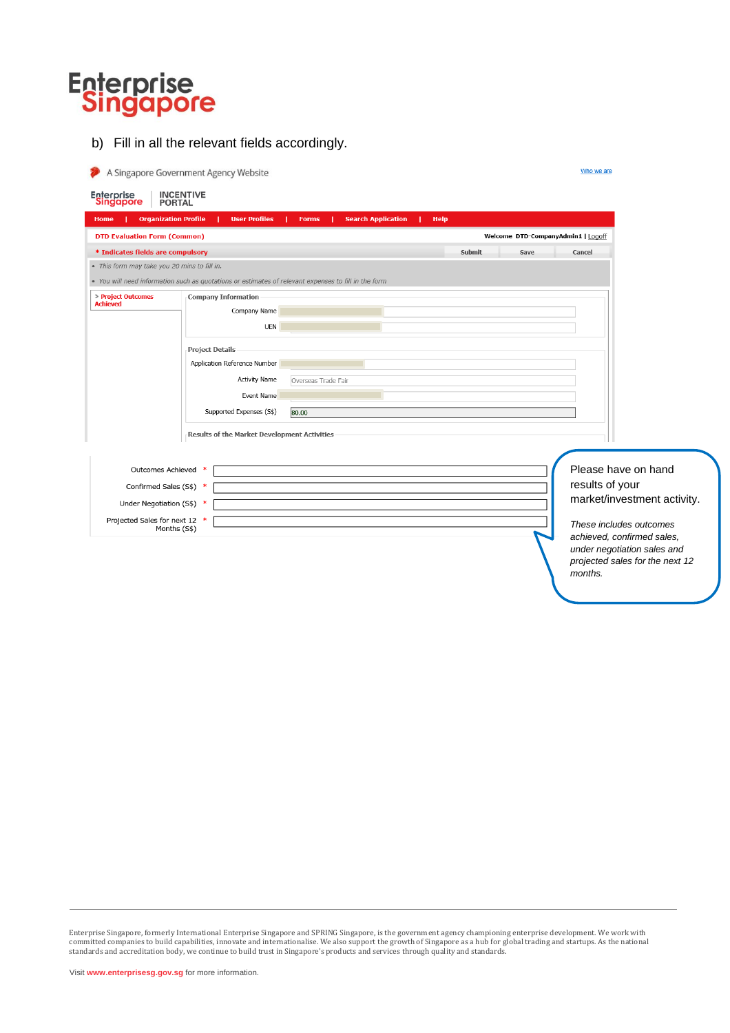b) Fill in all the relevant fields accordingly.

A Singapore Government Agency Website

Who we are

INCENTIVE PORTAL

Home | Organization Profile | User Profiles | Forms | Search Application | Help

DTD Evaluation Form (Common)

Welcome DTD-CompanyAdmin1 | Logoff

* Indicates fields are compulsory

Submit | Save | Cancel

- This form may take you 20 mins to fill in.
- You will need information such as quotations or estimates of relevant expenses to fill in the form

> Project Outcomes Achieved

**Company Information**

Company Name

UEN

**Project Details**

Application Reference Number

Activity Name: Overseas Trade Fair

Event Name

Supported Expenses (S$): 80.00

**Results of the Market Development Activities**

Outcomes Achieved *

Confirmed Sales (S$) *

Under Negotiation (S$) *

Projected Sales for next 12 Months (S$) *

Please have on hand results of your market/investment activity.

*These includes outcomes achieved, confirmed sales, under negotiation sales and projected sales for the next 12 months.*

Enterprise Singapore, formerly International Enterprise Singapore and SPRING Singapore, is the government agency championing enterprise development. We work with committed companies to build capabilities, innovate and internationalise. We also support the growth of Singapore as a hub for global trading and startups. As the national standards and accreditation body, we continue to build trust in Singapore's products and services through quality and standards.

Visit www.enterprisesg.gov.sg for more information.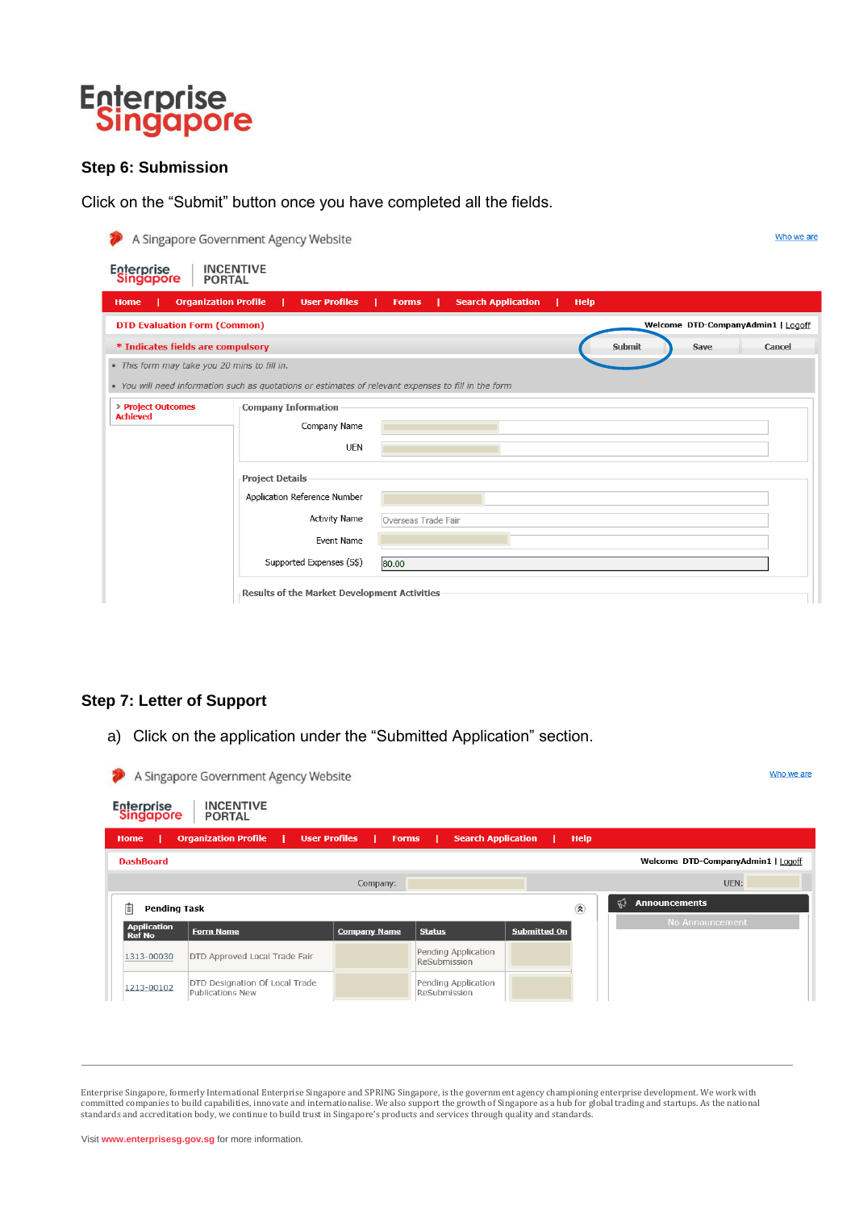## Step 6: Submission

Click on the "Submit" button once you have completed all the fields.

A Singapore Government Agency Website — Who we are

Enterprise Singapore | INCENTIVE PORTAL

Home | Organization Profile | User Profiles | Forms | Search Application | Help

DTD Evaluation Form (Common) — Welcome DTD-CompanyAdmin1 | Logoff

\* Indicates fields are compulsory — Submit | Save | Cancel

- *This form may take you 20 mins to fill in.*
- *You will need information such as quotations or estimates of relevant expenses to fill in the form*

› Project Outcomes Achieved

**Company Information**

| | |
|---|---|
| Company Name | |
| UEN | |

**Project Details**

| | |
|---|---|
| Application Reference Number | |
| Activity Name | Overseas Trade Fair |
| Event Name | |
| Supported Expenses (S$) | 80.00 |

**Results of the Market Development Activities**

## Step 7: Letter of Support

a) Click on the application under the "Submitted Application" section.

A Singapore Government Agency Website — Who we are

Enterprise Singapore | INCENTIVE PORTAL

Home | Organization Profile | User Profiles | Forms | Search Application | Help

DashBoard — Welcome DTD-CompanyAdmin1 | Logoff

Company: — UEN:

**Pending Task**

| Application Ref No | Form Name | Company Name | Status | Submitted On |
|---|---|---|---|---|
| 1313-00030 | DTD Approved Local Trade Fair | | Pending Application ReSubmission | |
| 1213-00102 | DTD Designation Of Local Trade Publications New | | Pending Application ReSubmission | |

**Announcements**

No Announcement

---

Enterprise Singapore, formerly International Enterprise Singapore and SPRING Singapore, is the government agency championing enterprise development. We work with committed companies to build capabilities, innovate and internationalise. We also support the growth of Singapore as a hub for global trading and startups. As the national standards and accreditation body, we continue to build trust in Singapore's products and services through quality and standards.

Visit www.enterprisesg.gov.sg for more information.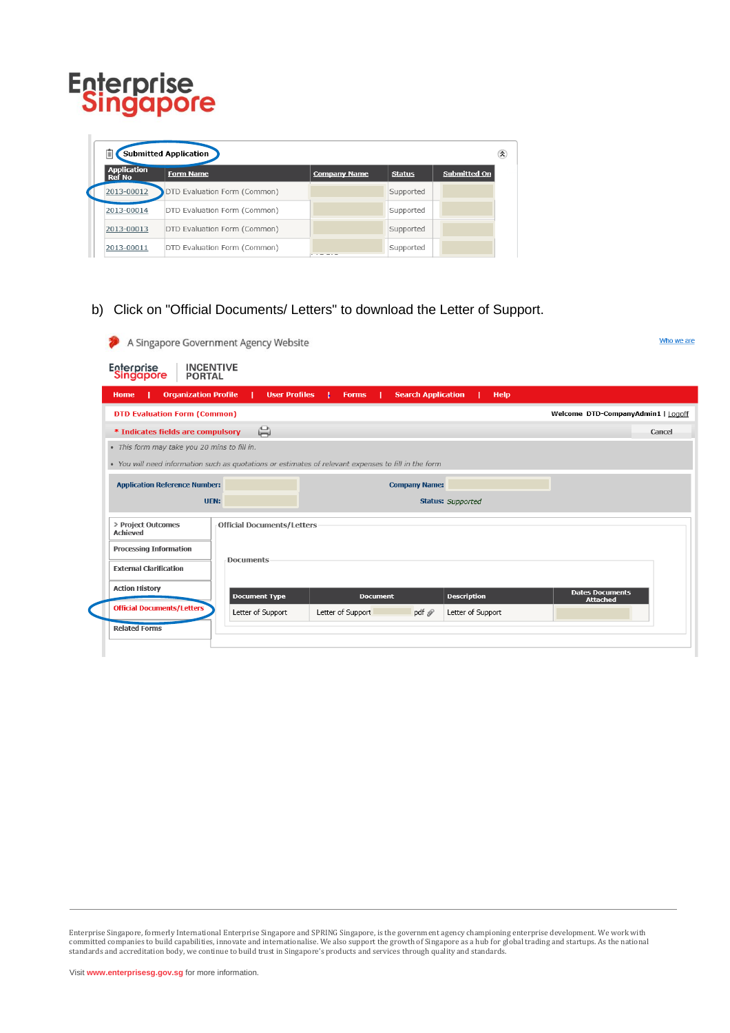**Enterprise Singapore**

Submitted Application

| Application Ref No | Form Name | Company Name | Status | Submitted On |
|---|---|---|---|---|
| 2013-00012 | DTD Evaluation Form (Common) | | Supported | |
| 2013-00014 | DTD Evaluation Form (Common) | | Supported | |
| 2013-00013 | DTD Evaluation Form (Common) | | Supported | |
| 2013-00011 | DTD Evaluation Form (Common) | | Supported | |

b) Click on "Official Documents/ Letters" to download the Letter of Support.

A Singapore Government Agency Website — Who we are

Enterprise Singapore | INCENTIVE PORTAL

Home | Organization Profile | User Profiles | Forms | Search Application | Help

DTD Evaluation Form (Common) — Welcome DTD-CompanyAdmin1 | Logoff

\* Indicates fields are compulsory — Cancel

- *This form may take you 20 mins to fill in.*
- *You will need information such as quotations or estimates of relevant expenses to fill in the form*

Application Reference Number: — Company Name:

UEN: — Status: *Supported*

- Project Outcomes Achieved
- Processing Information
- External Clarification
- Action History
- Official Documents/Letters
- Related Forms

Official Documents/Letters

Documents

| Document Type | Document | Description | Dates Documents Attached |
|---|---|---|---|
| Letter of Support | Letter of Support pdf | Letter of Support | |

Enterprise Singapore, formerly International Enterprise Singapore and SPRING Singapore, is the government agency championing enterprise development. We work with committed companies to build capabilities, innovate and internationalise. We also support the growth of Singapore as a hub for global trading and startups. As the national standards and accreditation body, we continue to build trust in Singapore's products and services through quality and standards.

Visit www.enterprisesg.gov.sg for more information.